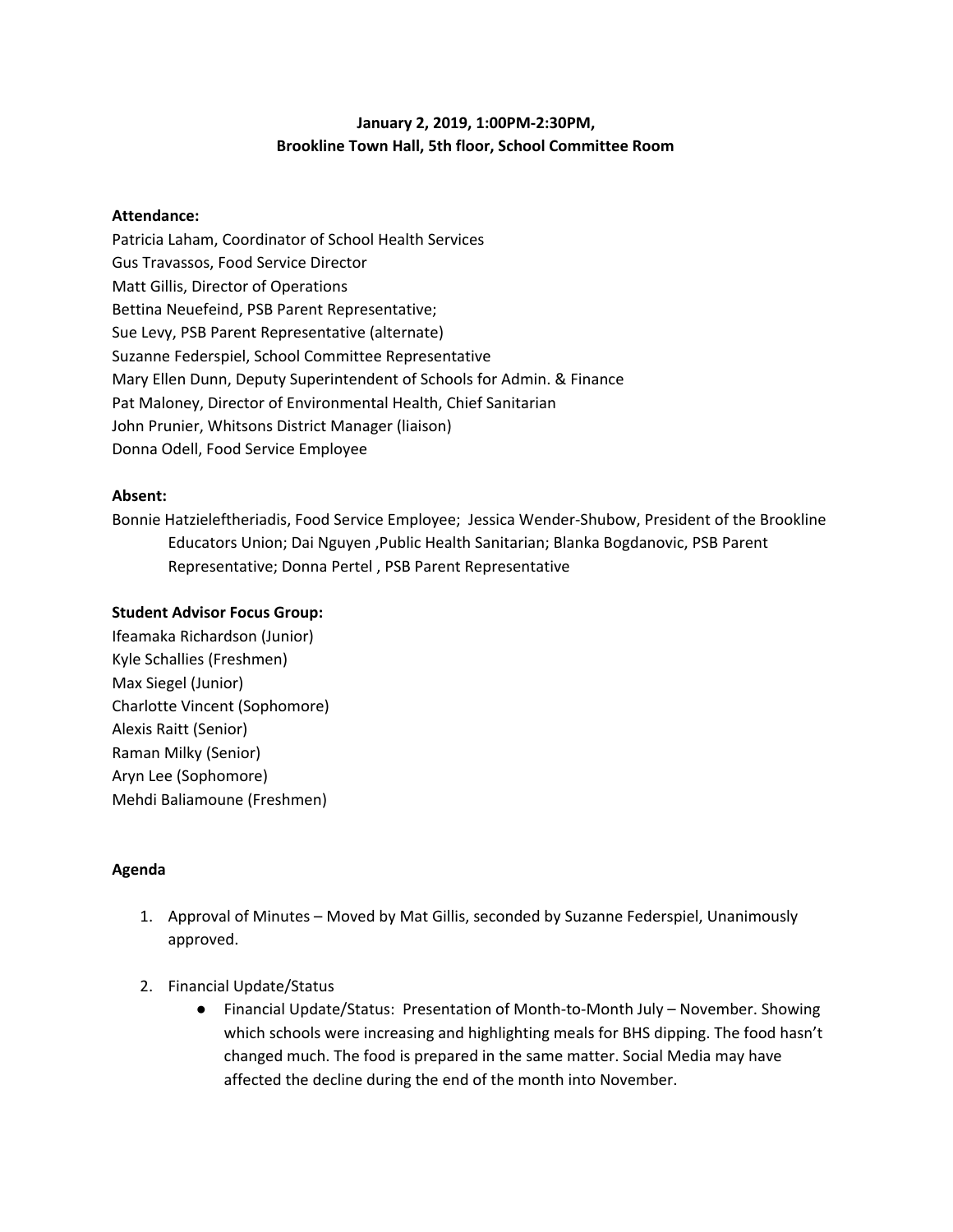**January 2, 2019, 1:00PM-2:30PM,**
**Brookline Town Hall, 5th floor, School Committee Room**

**Attendance:**

Patricia Laham, Coordinator of School Health Services
Gus Travassos, Food Service Director
Matt Gillis, Director of Operations
Bettina Neuefeind, PSB Parent Representative;
Sue Levy, PSB Parent Representative (alternate)
Suzanne Federspiel, School Committee Representative
Mary Ellen Dunn, Deputy Superintendent of Schools for Admin. & Finance
Pat Maloney, Director of Environmental Health, Chief Sanitarian
John Prunier, Whitsons District Manager (liaison)
Donna Odell, Food Service Employee

**Absent:**

Bonnie Hatzieleftheriadis, Food Service Employee; Jessica Wender-Shubow, President of the Brookline Educators Union; Dai Nguyen ,Public Health Sanitarian; Blanka Bogdanovic, PSB Parent Representative; Donna Pertel , PSB Parent Representative

**Student Advisor Focus Group:**

Ifeamaka Richardson (Junior)
Kyle Schallies (Freshmen)
Max Siegel (Junior)
Charlotte Vincent (Sophomore)
Alexis Raitt (Senior)
Raman Milky (Senior)
Aryn Lee (Sophomore)
Mehdi Baliamoune (Freshmen)

**Agenda**

1. Approval of Minutes – Moved by Mat Gillis, seconded by Suzanne Federspiel, Unanimously approved.

2. Financial Update/Status
   - Financial Update/Status: Presentation of Month-to-Month July – November. Showing which schools were increasing and highlighting meals for BHS dipping. The food hasn't changed much. The food is prepared in the same matter. Social Media may have affected the decline during the end of the month into November.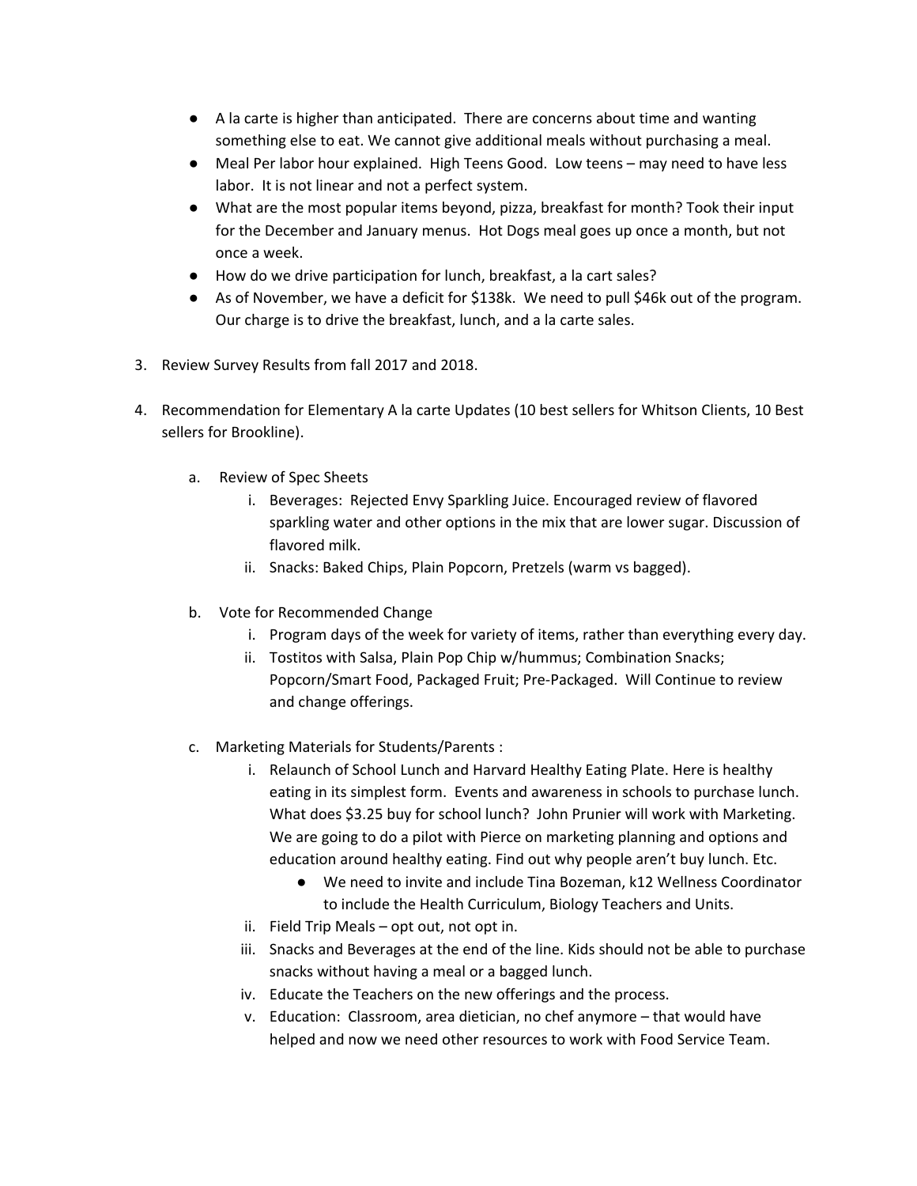- A la carte is higher than anticipated. There are concerns about time and wanting something else to eat. We cannot give additional meals without purchasing a meal.
- Meal Per labor hour explained. High Teens Good. Low teens – may need to have less labor. It is not linear and not a perfect system.
- What are the most popular items beyond, pizza, breakfast for month? Took their input for the December and January menus. Hot Dogs meal goes up once a month, but not once a week.
- How do we drive participation for lunch, breakfast, a la cart sales?
- As of November, we have a deficit for $138k. We need to pull $46k out of the program. Our charge is to drive the breakfast, lunch, and a la carte sales.

3. Review Survey Results from fall 2017 and 2018.

4. Recommendation for Elementary A la carte Updates (10 best sellers for Whitson Clients, 10 Best sellers for Brookline).

   a. Review of Spec Sheets
      i. Beverages: Rejected Envy Sparkling Juice. Encouraged review of flavored sparkling water and other options in the mix that are lower sugar. Discussion of flavored milk.
      ii. Snacks: Baked Chips, Plain Popcorn, Pretzels (warm vs bagged).

   b. Vote for Recommended Change
      i. Program days of the week for variety of items, rather than everything every day.
      ii. Tostitos with Salsa, Plain Pop Chip w/hummus; Combination Snacks; Popcorn/Smart Food, Packaged Fruit; Pre-Packaged. Will Continue to review and change offerings.

   c. Marketing Materials for Students/Parents :
      i. Relaunch of School Lunch and Harvard Healthy Eating Plate. Here is healthy eating in its simplest form. Events and awareness in schools to purchase lunch. What does $3.25 buy for school lunch? John Prunier will work with Marketing. We are going to do a pilot with Pierce on marketing planning and options and education around healthy eating. Find out why people aren't buy lunch. Etc.
         - We need to invite and include Tina Bozeman, k12 Wellness Coordinator to include the Health Curriculum, Biology Teachers and Units.
      ii. Field Trip Meals – opt out, not opt in.
      iii. Snacks and Beverages at the end of the line. Kids should not be able to purchase snacks without having a meal or a bagged lunch.
      iv. Educate the Teachers on the new offerings and the process.
      v. Education: Classroom, area dietician, no chef anymore – that would have helped and now we need other resources to work with Food Service Team.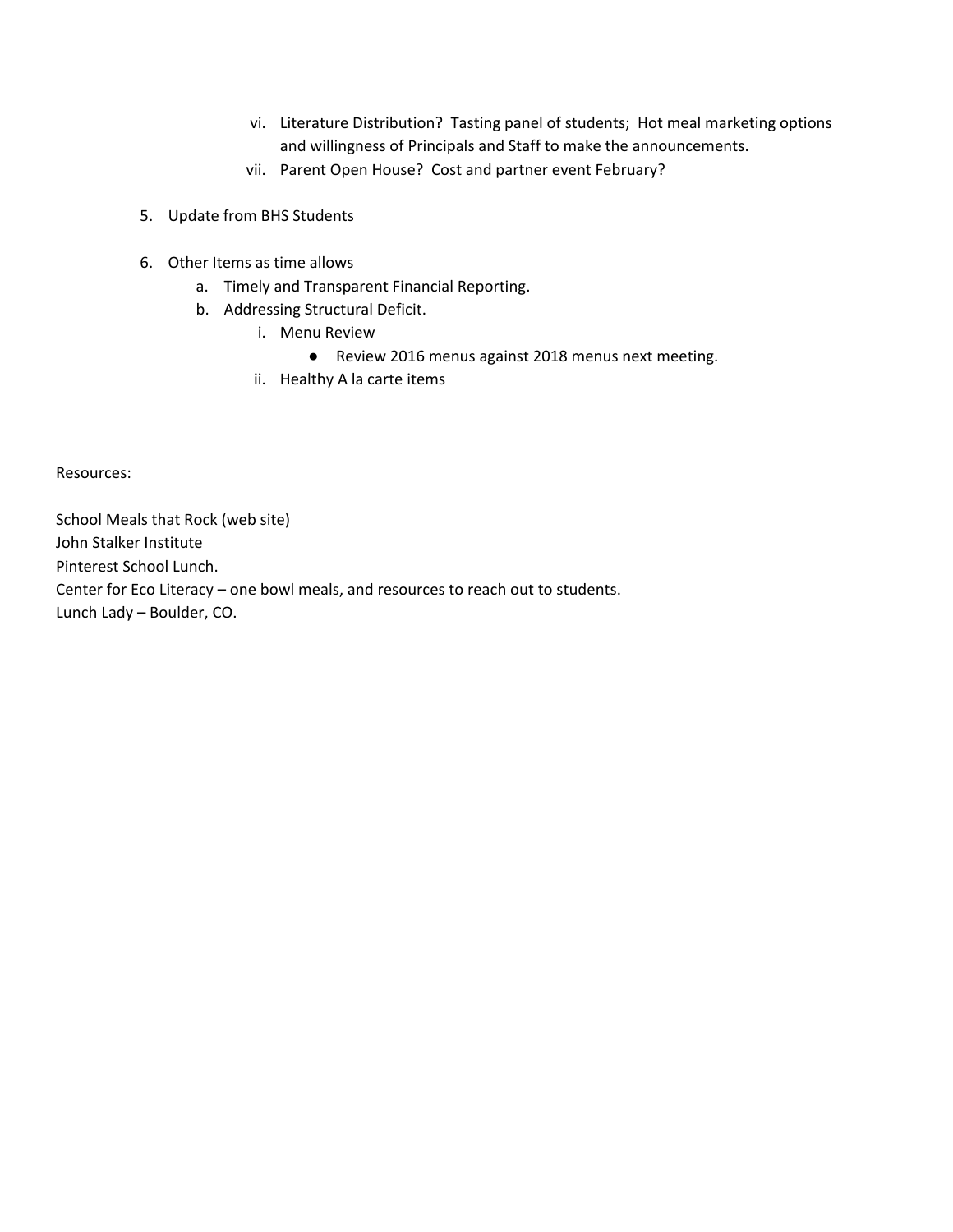vi. Literature Distribution? Tasting panel of students; Hot meal marketing options and willingness of Principals and Staff to make the announcements.
   vii. Parent Open House? Cost and partner event February?

5. Update from BHS Students

6. Other Items as time allows
   a. Timely and Transparent Financial Reporting.
   b. Addressing Structural Deficit.
      i. Menu Review
         - Review 2016 menus against 2018 menus next meeting.
      ii. Healthy A la carte items

Resources:

School Meals that Rock (web site)
John Stalker Institute
Pinterest School Lunch.
Center for Eco Literacy – one bowl meals, and resources to reach out to students.
Lunch Lady – Boulder, CO.